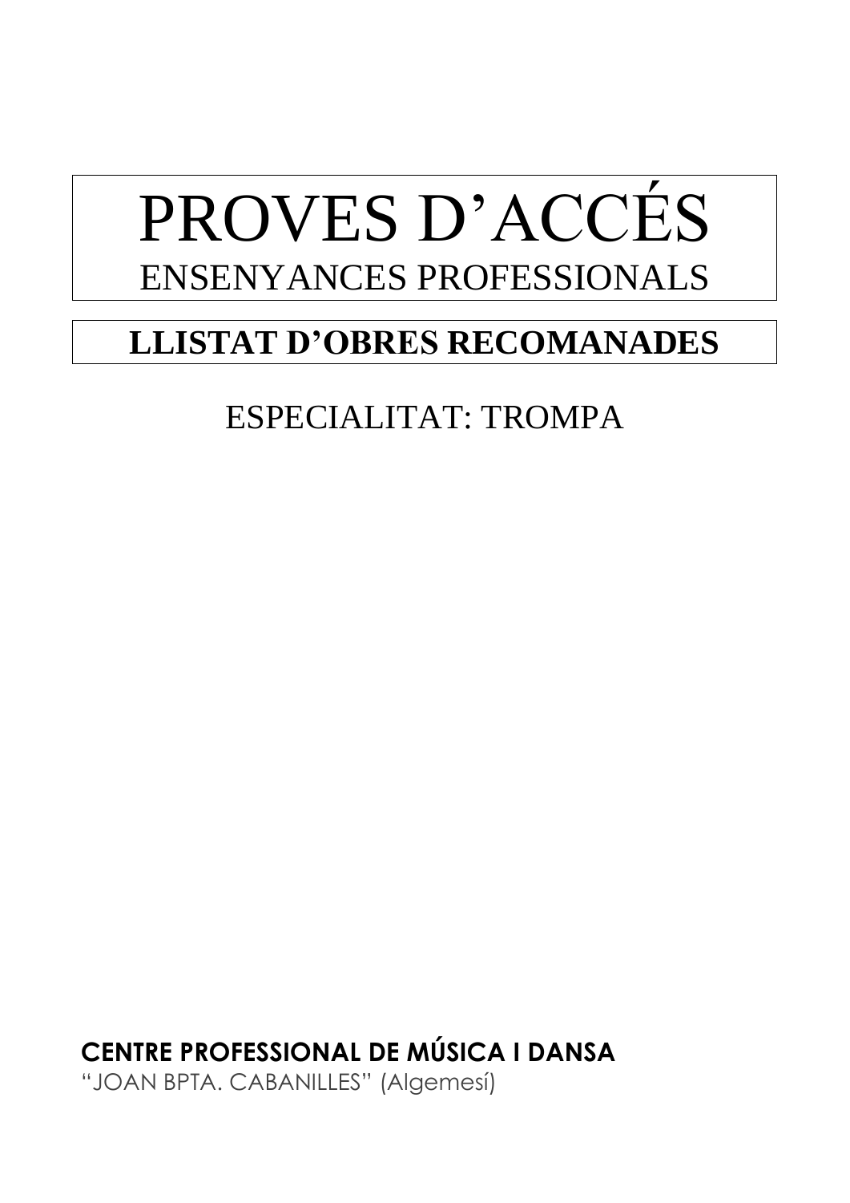# PROVES D'ACCÉS

## ENSENYANCES PROFESSIONALS

## LLISTAT D'OBRES RECOMANADES

ESPECIALITAT: TROMPA

**CENTRE PROFESSIONAL DE MÚSICA I DANSA**

"JOAN BPTA. CABANILLES" (Algemesí)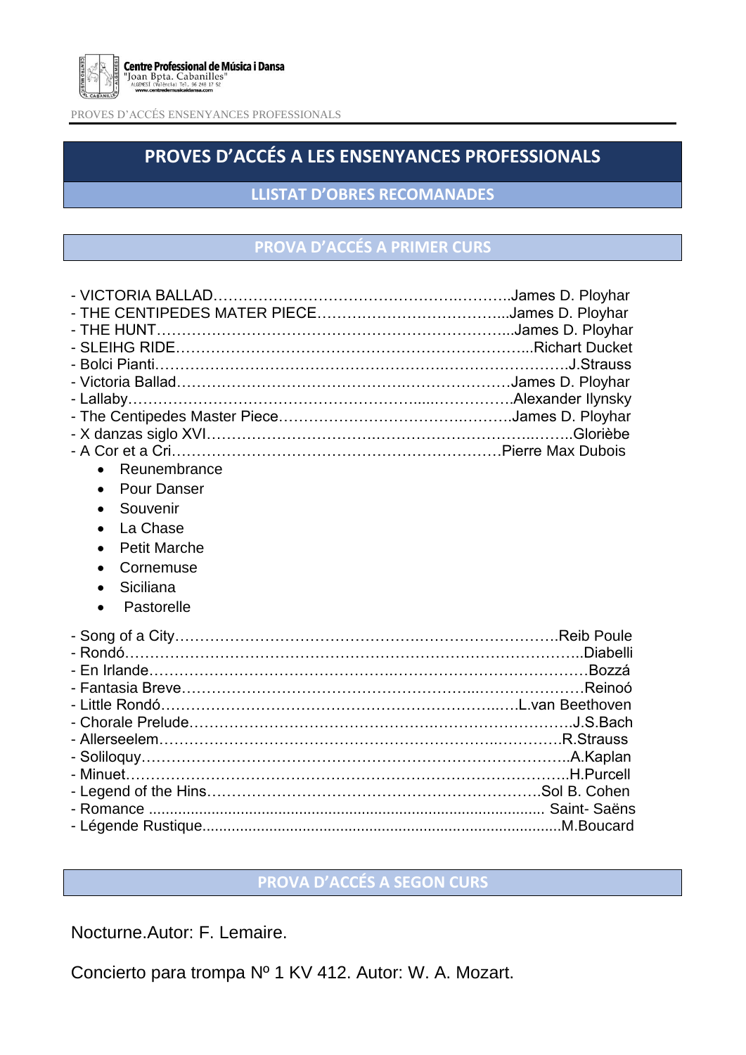# PROVES D'ACCÉS A LES ENSENYANCES PROFESSIONALS

## LLISTAT D'OBRES RECOMANADES

## PROVA D'ACCÉS A PRIMER CURS

- VICTORIA BALLAD…………………………………………….………..James D. Ployhar
- THE CENTIPEDES MATER PIECE………………………………...James D. Ployhar
- THE HUNT…………………………………………………………...James D. Ployhar
- SLEIHG RIDE……………………………………….……………….Richart Ducket
- Bolci Pianti………………………………………………….…………………J.Strauss
- Victoria Ballad……………………………………….……………….James D. Ployhar
- Lallaby…………………………………………………....…………….Alexander Ilynsky
- The Centipedes Master Piece………………………….………….James D. Ployhar
- X danzas siglo XVI……………………….……………………..……..Gloriège
- A Cor et a Cri…………………………….………………………Pierre Max Dubois
    - Reunembrance
    - Pour Danser
    - Souvenir
    - La Chase
    - Petit Marche
    - Cornemuse
    - Siciliana
    - Pastorelle

- Song of a City……………………………………….……………………Reib Poule
- Rondó…………………………………………………………….………………..Diabelli
- En Irlande…………………………………….……………………………….Bozzá
- Fantasia Breve……………………………………………….....…………………Reinoó
- Little Rondó…………………………………………………..….L.van Beethoven
- Chorale Prelude…………………………………….………………………….J.S.Bach
- Allerseelem……………………………………………………….…………R.Strauss
- Soliloquy…………………………………………………………………………..A.Kaplan
- Minuet………………………………………………….………………………..H.Purcell
- Legend of the Hins…………………………………………………….Sol B. Cohen
- Romance ............................................................................................ Saint- Saëns
- Légende Rustique.....................................................................................M.Boucard

## PROVA D'ACCÉS A SEGON CURS

Nocturne.Autor: F. Lemaire.

Concierto para trompa Nº 1 KV 412. Autor: W. A. Mozart.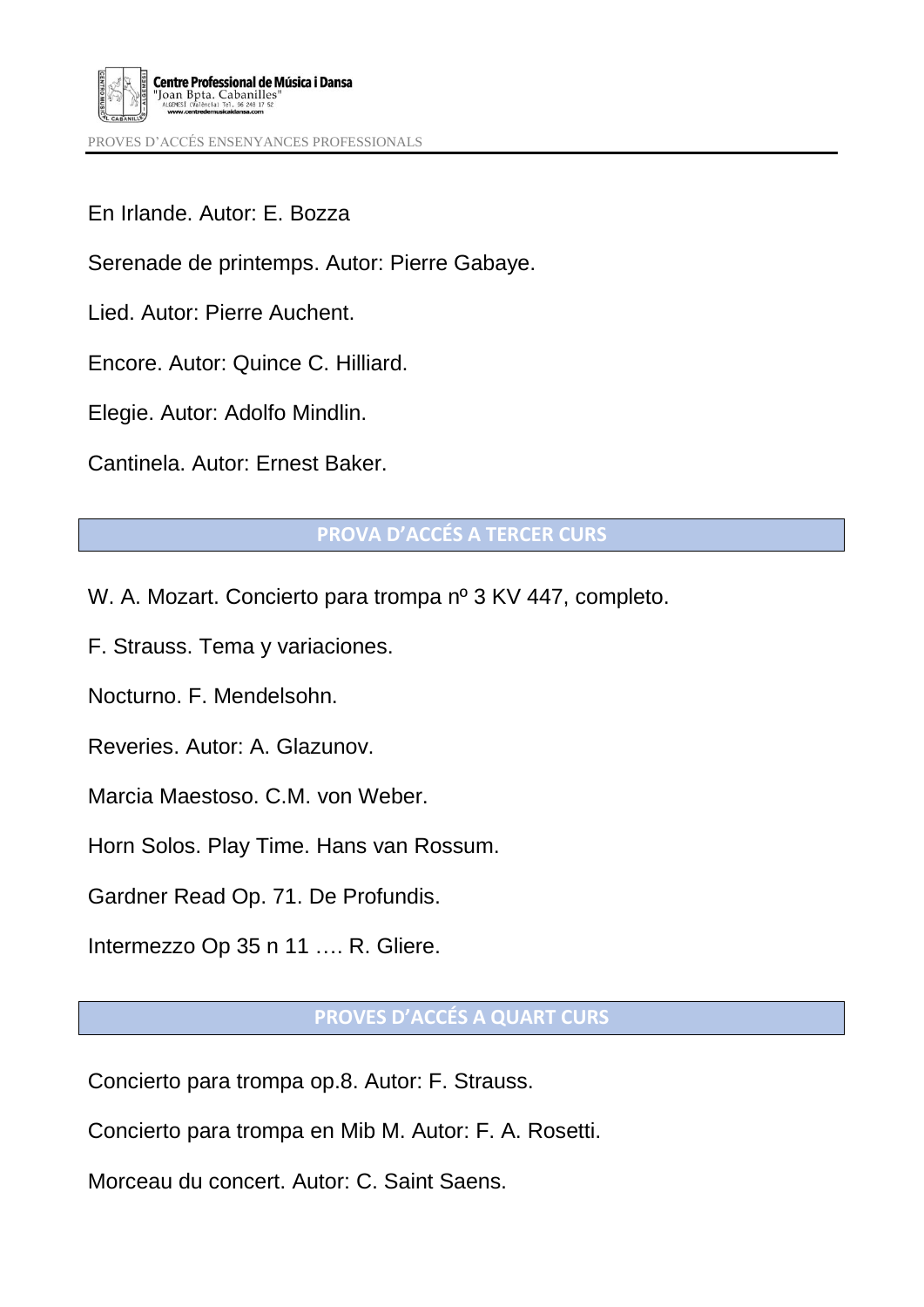En Irlande. Autor: E. Bozza

Serenade de printemps. Autor: Pierre Gabaye.

Lied. Autor: Pierre Auchent.

Encore. Autor: Quince C. Hilliard.

Elegie. Autor: Adolfo Mindlin.

Cantinela. Autor: Ernest Baker.

## PROVA D'ACCÉS A TERCER CURS

W. A. Mozart. Concierto para trompa nº 3 KV 447, completo.

F. Strauss. Tema y variaciones.

Nocturno. F. Mendelsohn.

Reveries. Autor: A. Glazunov.

Marcia Maestoso. C.M. von Weber.

Horn Solos. Play Time. Hans van Rossum.

Gardner Read Op. 71. De Profundis.

Intermezzo Op 35 n 11 …. R. Gliere.

## PROVES D'ACCÉS A QUART CURS

Concierto para trompa op.8. Autor: F. Strauss.

Concierto para trompa en Mib M. Autor: F. A. Rosetti.

Morceau du concert. Autor: C. Saint Saens.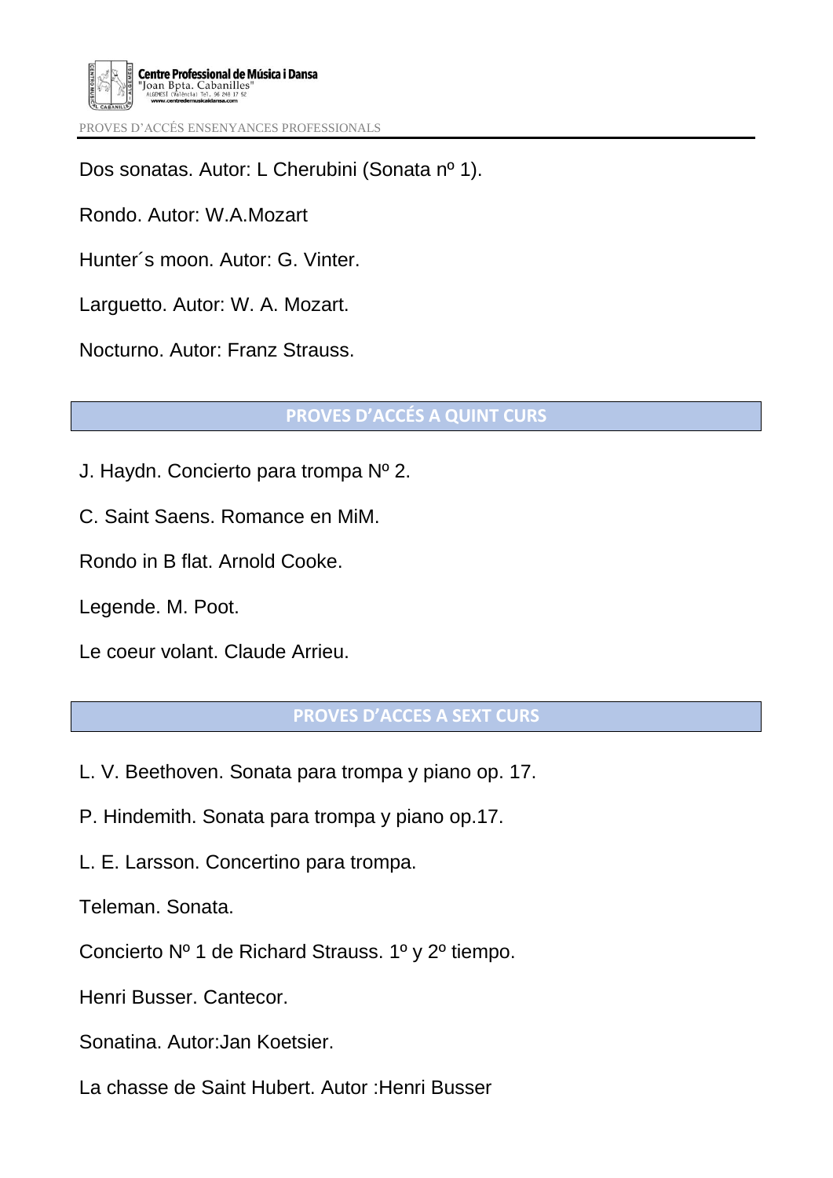Dos sonatas. Autor: L Cherubini (Sonata nº 1).

Rondo. Autor: W.A.Mozart

Hunter´s moon. Autor: G. Vinter.

Larguetto. Autor: W. A. Mozart.

Nocturno. Autor: Franz Strauss.

## PROVES D'ACCÉS A QUINT CURS

J. Haydn. Concierto para trompa Nº 2.

C. Saint Saens. Romance en MiM.

Rondo in B flat. Arnold Cooke.

Legende. M. Poot.

Le coeur volant. Claude Arrieu.

## PROVES D'ACCES A SEXT CURS

L. V. Beethoven. Sonata para trompa y piano op. 17.

P. Hindemith. Sonata para trompa y piano op.17.

L. E. Larsson. Concertino para trompa.

Teleman. Sonata.

Concierto Nº 1 de Richard Strauss. 1º y 2º tiempo.

Henri Busser. Cantecor.

Sonatina. Autor:Jan Koetsier.

La chasse de Saint Hubert. Autor :Henri Busser